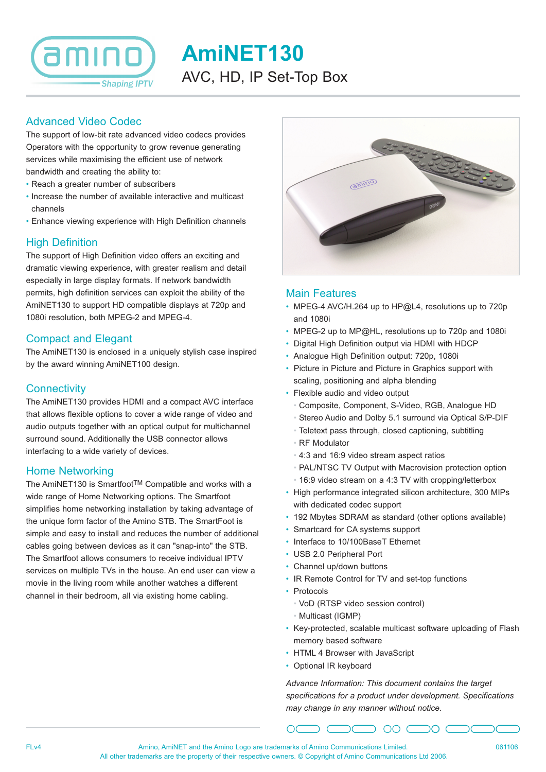# AmiNET130

## AVC, HD, IP Set-Top Box

### Advanced Video Codec

The support of low-bit rate advanced video codecs provides Operators with the opportunity to grow revenue generating services while maximising the efficient use of network bandwidth and creating the ability to:

- Reach a greater number of subscribers
- Increase the number of available interactive and multicast channels
- Enhance viewing experience with High Definition channels

### High Definition

The support of High Definition video offers an exciting and dramatic viewing experience, with greater realism and detail especially in large display formats. If network bandwidth permits, high definition services can exploit the ability of the AmiNET130 to support HD compatible displays at 720p and 1080i resolution, both MPEG-2 and MPEG-4.

### Compact and Elegant

The AmiNET130 is enclosed in a uniquely stylish case inspired by the award winning AmiNET100 design.

### Connectivity

The AmiNET130 provides HDMI and a compact AVC interface that allows flexible options to cover a wide range of video and audio outputs together with an optical output for multichannel surround sound. Additionally the USB connector allows interfacing to a wide variety of devices.

### Home Networking

The AmiNET130 is Smartfoot™ Compatible and works with a wide range of Home Networking options. The Smartfoot simplifies home networking installation by taking advantage of the unique form factor of the Amino STB. The SmartFoot is simple and easy to install and reduces the number of additional cables going between devices as it can "snap-into" the STB. The Smartfoot allows consumers to receive individual IPTV services on multiple TVs in the house. An end user can view a movie in the living room while another watches a different channel in their bedroom, all via existing home cabling.

### Main Features

- MPEG-4 AVC/H.264 up to HP@L4, resolutions up to 720p and 1080i
- MPEG-2 up to MP@HL, resolutions up to 720p and 1080i
- Digital High Definition output via HDMI with HDCP
- Analogue High Definition output: 720p, 1080i
- Picture in Picture and Picture in Graphics support with scaling, positioning and alpha blending
- Flexible audio and video output
  - Composite, Component, S-Video, RGB, Analogue HD
  - Stereo Audio and Dolby 5.1 surround via Optical S/P-DIF
  - Teletext pass through, closed captioning, subtitling
  - RF Modulator
  - 4:3 and 16:9 video stream aspect ratios
  - PAL/NTSC TV Output with Macrovision protection option
  - 16:9 video stream on a 4:3 TV with cropping/letterbox
- High performance integrated silicon architecture, 300 MIPs with dedicated codec support
- 192 Mbytes SDRAM as standard (other options available)
- Smartcard for CA systems support
- Interface to 10/100BaseT Ethernet
- USB 2.0 Peripheral Port
- Channel up/down buttons
- IR Remote Control for TV and set-top functions
- Protocols
  - VoD (RTSP video session control)
  - Multicast (IGMP)
- Key-protected, scalable multicast software uploading of Flash memory based software
- HTML 4 Browser with JavaScript
- Optional IR keyboard

*Advance Information: This document contains the target specifications for a product under development. Specifications may change in any manner without notice.*

FLv4 — Amino, AmiNET and the Amino Logo are trademarks of Amino Communications Limited. All other trademarks are the property of their respective owners. © Copyright of Amino Communications Ltd 2006. — 061106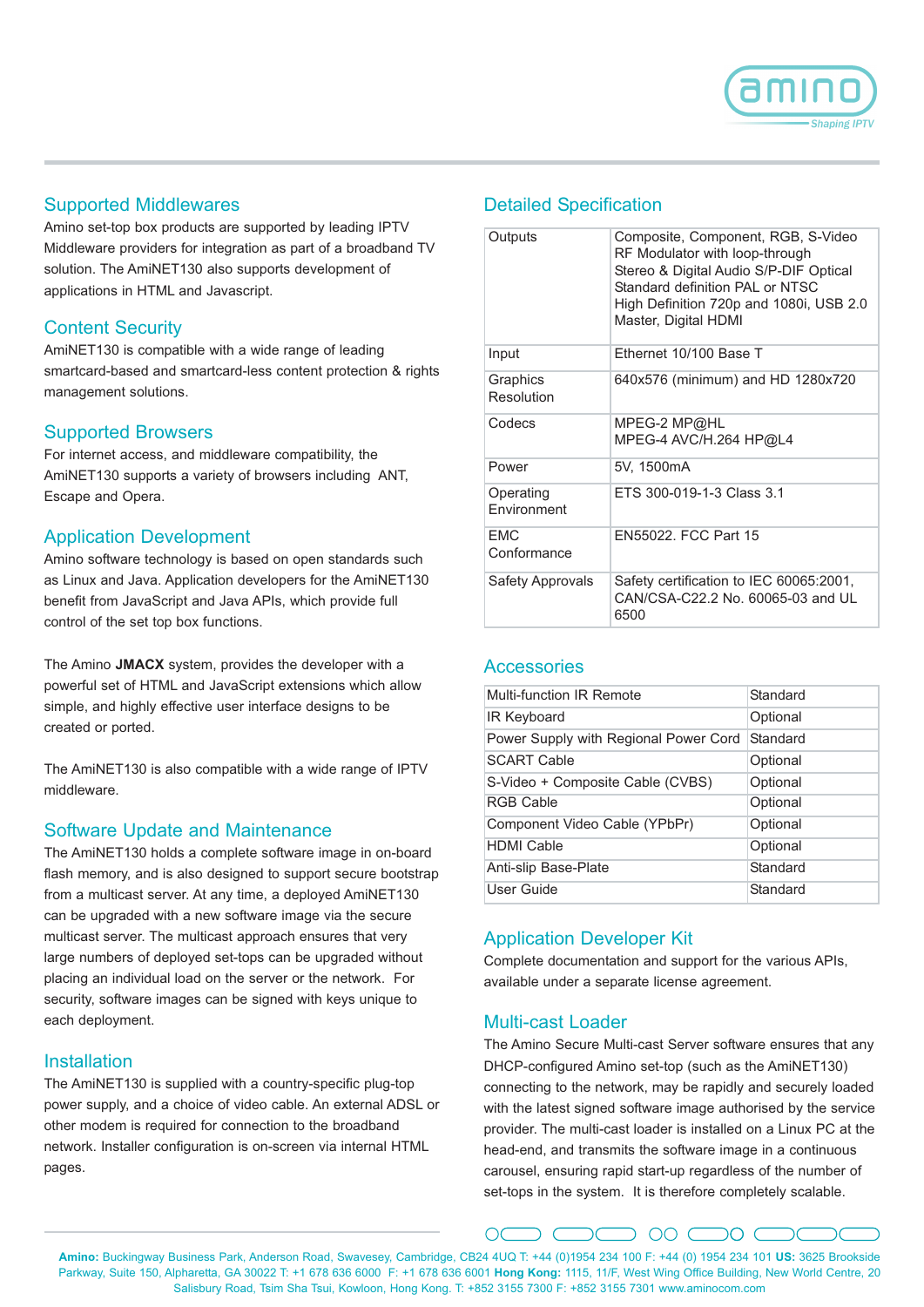## Supported Middlewares

Amino set-top box products are supported by leading IPTV Middleware providers for integration as part of a broadband TV solution. The AmiNET130 also supports development of applications in HTML and Javascript.

## Content Security

AmiNET130 is compatible with a wide range of leading smartcard-based and smartcard-less content protection & rights management solutions.

## Supported Browsers

For internet access, and middleware compatibility, the AmiNET130 supports a variety of browsers including ANT, Escape and Opera.

## Application Development

Amino software technology is based on open standards such as Linux and Java. Application developers for the AmiNET130 benefit from JavaScript and Java APIs, which provide full control of the set top box functions.

The Amino **JMACX** system, provides the developer with a powerful set of HTML and JavaScript extensions which allow simple, and highly effective user interface designs to be created or ported.

The AmiNET130 is also compatible with a wide range of IPTV middleware.

## Software Update and Maintenance

The AmiNET130 holds a complete software image in on-board flash memory, and is also designed to support secure bootstrap from a multicast server. At any time, a deployed AmiNET130 can be upgraded with a new software image via the secure multicast server. The multicast approach ensures that very large numbers of deployed set-tops can be upgraded without placing an individual load on the server or the network. For security, software images can be signed with keys unique to each deployment.

## Installation

The AmiNET130 is supplied with a country-specific plug-top power supply, and a choice of video cable. An external ADSL or other modem is required for connection to the broadband network. Installer configuration is on-screen via internal HTML pages.

## Detailed Specification

| | |
|---|---|
| Outputs | Composite, Component, RGB, S-Video<br>RF Modulator with loop-through<br>Stereo & Digital Audio S/P-DIF Optical<br>Standard definition PAL or NTSC<br>High Definition 720p and 1080i, USB 2.0 Master, Digital HDMI |
| Input | Ethernet 10/100 Base T |
| Graphics Resolution | 640x576 (minimum) and HD 1280x720 |
| Codecs | MPEG-2 MP@HL<br>MPEG-4 AVC/H.264 HP@L4 |
| Power | 5V, 1500mA |
| Operating Environment | ETS 300-019-1-3 Class 3.1 |
| EMC Conformance | EN55022. FCC Part 15 |
| Safety Approvals | Safety certification to IEC 60065:2001, CAN/CSA-C22.2 No. 60065-03 and UL 6500 |

## Accessories

| | |
|---|---|
| Multi-function IR Remote | Standard |
| IR Keyboard | Optional |
| Power Supply with Regional Power Cord | Standard |
| SCART Cable | Optional |
| S-Video + Composite Cable (CVBS) | Optional |
| RGB Cable | Optional |
| Component Video Cable (YPbPr) | Optional |
| HDMI Cable | Optional |
| Anti-slip Base-Plate | Standard |
| User Guide | Standard |

## Application Developer Kit

Complete documentation and support for the various APIs, available under a separate license agreement.

## Multi-cast Loader

The Amino Secure Multi-cast Server software ensures that any DHCP-configured Amino set-top (such as the AmiNET130) connecting to the network, may be rapidly and securely loaded with the latest signed software image authorised by the service provider. The multi-cast loader is installed on a Linux PC at the head-end, and transmits the software image in a continuous carousel, ensuring rapid start-up regardless of the number of set-tops in the system. It is therefore completely scalable.

**Amino:** Buckingway Business Park, Anderson Road, Swavesey, Cambridge, CB24 4UQ T: +44 (0)1954 234 100 F: +44 (0) 1954 234 101 **US:** 3625 Brookside Parkway, Suite 150, Alpharetta, GA 30022 T: +1 678 636 6000 F: +1 678 636 6001 **Hong Kong:** 1115, 11/F, West Wing Office Building, New World Centre, 20 Salisbury Road, Tsim Sha Tsui, Kowloon, Hong Kong. T: +852 3155 7300 F: +852 3155 7301 www.aminocom.com